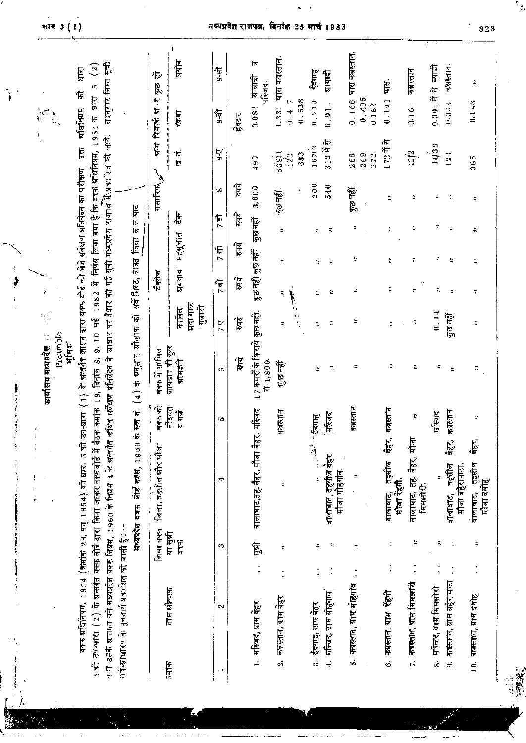कार्यालय मध्यप्रदेश

Preamble

भूमिका

वक्फ अधिनियम, 1954 (क्रमांक 29, सन् 1954) की धारा 5 की उप-धारा (1) के अन्तर्गत शासन द्वारा वक्फ बोर्ड को भेजे सर्वेक्षण प्रतिवेदन का परीक्षण उक्त अधिनियम की धारा 5 की उप-धारा (2) के अन्तर्गत वक्फ बोर्ड द्वारा किया जाकर वक्फ बोर्ड ने बैठक क्रमांक 19, दिनांक 8, 9, 10 मई 1982 में निर्णय लिया गया है कि वक्फ अधिनियम, 1954 की धारा 5 (2) तथा उसके अन्तर्गत बने मध्यप्रदेश वक्फ नियम, 1960 के नियम 4 के अन्तर्गत कथित सर्वेक्षण प्रतिवेदन के आधार पर तैयार की गई सूची मध्यप्रदेश राजपत्र में प्रकाशित की जावे. तदनुसार निम्न सूची सर्व-साधारण के सूचनार्थ प्रकाशित की जाती है :—

मध्यप्रदेश वक्फ बोर्ड रूल्स, 1960 के रूल नं. (4) के अनुसार औकाफ की सर्वे लिस्ट, बाबत जिला बालाघाट

| क्रमांक | नाम औकाफ | शिया वक्फ या सुन्नी वक्फ | जिला, तहसील और मौजा | वक्फ की नोइयत व गर्ज | वक्फ में शामिल जायदाद की कुल आमदनी | टैक्सेज | | | | मसारिफ | अन्य रिमार्क्स अगर कुछ हों | | |
|---|---|---|---|---|---|---|---|---|---|---|---|---|---|
| | | | | | | काबिल अदा माल गुजारी | आबपाश | म्युनिसिपल | टैक्स | | ख. नं. | रकबा | प्रयोग |
| 1 | 2 | 3 | 4 | 5 | 6 | 7 ए | 7 बी | 7 सी | 7 डी | 8 | 9-ए | 9-बी | 9-सी |
| | | | | | रुपये | रुपये | रुपये | रुपये | रुपये | रुपये | | हेक्टर | |
| 1. | मस्जिद, ग्राम बेहर | सुन्नी | बालाघाट,तह. बैहर, मौजा बैहर. | मस्जिद | 17 कमरों के किराये से 1,800. | कुछ नहीं. | कुछ नहीं | कुछ नहीं | कुछ नहीं | 3,600 | 490 | 0.081 | आबादी व मस्जिद. |
| 2. | कब्रस्तान, ग्राम बैहर | " | " | कब्रस्तान | कुछ नहीं | " | " | " | " | कुछ नहीं. | 539/1<br>422<br>683 | 1.331<br>0.4.7<br>0.538 | घास कब्रस्तान. |
| 3. | ईदगाह, ग्राम बैहर | " | " | ईदगाह | " | " | " | " | " | 200 | 1071/2 | 0.210 | ईदगाह. |
| 4. | मस्जिद, ग्राम मोहगांव | " | बालाघाट, तहसील बैहर मौजा मोहगांव. | मस्जिद | " | " | " | " | " | 540 | 312 में से | 0.01 | आबादी |
| 5. | कब्रस्तान, ग्राम मोहगांव | " | " | कब्रस्तान | " | " | " | " | " | कुछ नहीं. | 268<br>269<br>272 | 0.166<br>0.405<br>0.162 | घास कब्रस्तान. |
| 6. | कब्रस्तान, ग्राम रेहली | " | बालाघाट, तहसील बैहर, मौजा रेहली. | कब्रस्तान | " | " | " | " | " | " | 172 में से | 0.101 | घास. |
| 7. | कब्रस्तान, ग्राम भिमझोरी | " | बालाघाट, तह. बैहर, मौजा भिमझोरी. | " | " | " | " | " | " | " | 42/2 | 0.16 | कब्रस्तान |
| 8. | मस्जिद, ग्राम भिमझोरी | " | " | मस्जिद | " | 0.04 | " | " | " | " | 44/39 | 0.00 | में से आबादी |
| 9. | कब्रस्तान, ग्राम बेहरामाटा | " | बालाघाट, तहसील बैहर, मौजा बेहरामाटा. | कब्रस्तान | " | कुछ नहीं | " | " | " | " | 124 | 0.3.3 | कब्रस्तान. |
| 10. | कब्रस्तान, ग्राम दमोह | " | बालाघाट, तहसील बैहर, मौजा दमोह. | " | " | " | " | " | " | " | 385 | 0.146 | " |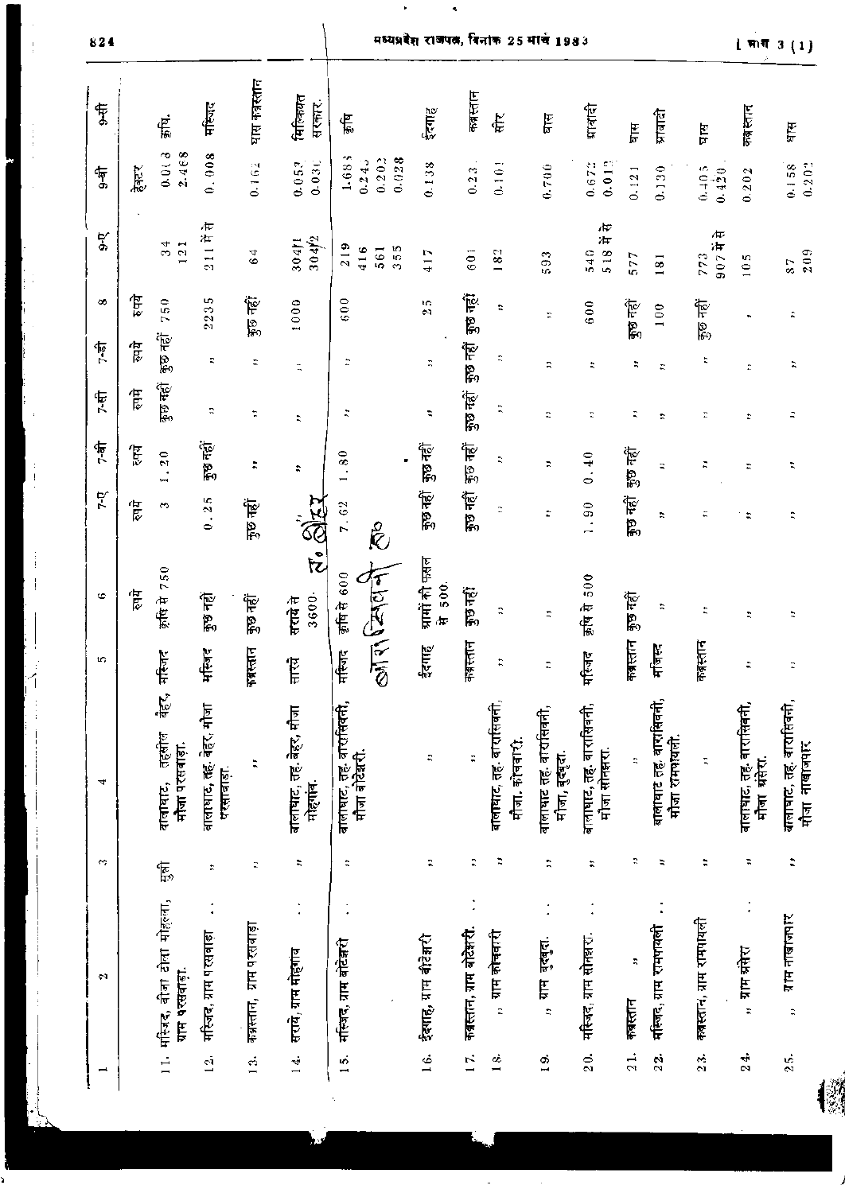| 1 | 2 | 3 | 4 | 5 | 6 | 7-ए | 7-बी | 7-सी | 7-डी | 8 | 9-ए | 9-बी | 9-सी |
|---|---|---|---|---|---|---|---|---|---|---|---|---|---|
| | | | | | रुपये | रुपये | रुपये | रुपये | रुपये | रुपये | | हेक्टर | |
| 11. | मस्जिद, बीजा टोला मोहल्ला, ग्राम परसवाड़ा. | सुन्नी | बालाघाट, तहसील बेहर, मौजा परसवाड़ा. | मस्जिद | कृषि से 750 | 3 | 1.20 | कुछ नहीं | कुछ नहीं | 750 | 34<br>121 | 0.013<br>2.468 | कृषि. |
| 12. | मस्जिद, ग्राम परसवाड़ा .. | " | बालाघाट, तह. बेहर, मौजा परसवाड़ा. | मस्जिद | कुछ नहीं | 0.25 | कुछ नहीं | " | " | 2235 | 211 में से | 0.008 | मस्जिद |
| 13. | कब्रस्तान, ग्राम परसवाड़ा | " | " | कब्रस्तान | कुछ नहीं | कुछ नहीं | " | " | " | कुछ नहीं | 64 | 0.162 | घास कब्रस्तान |
| 14. | सराये, ग्राम मोहगांव .. | " | बालाघाट, तह. बेहर, मौजा मोहगांव. | सराये | सराये से 3600. | " | " | " | " | 1000 | 304/1<br>304/2 | 0.053<br>0.030 | मिल्कियत सरकार. |
| 15. | मस्जिद, ग्राम बोदेकरी | " | बालाघाट, तह. वारासिवनी, मौजा बोदेकरी. | मस्जिद | कृषि से 600 | 7.62 | 1.80 | " | " | 600 | 219<br>416<br>561<br>355 | 1.683<br>0.240<br>0.202<br>0.028 | कृषि |
| 16. | ईदगाह, ग्राम बोदेकरी | " | " | ईदगाह | आमों की फसल से 500. | कुछ नहीं | कुछ नहीं | " | " | 25 | 417 | 0.138 | ईदगाह |
| 17. | कब्रस्तान, ग्राम बोदेकरी. .. | " | " | कब्रस्तान | कुछ नहीं | कुछ नहीं | कुछ नहीं | कुछ नहीं | कुछ नहीं | कुछ नहीं | 601 | 0.23 | कब्रस्तान |
| 18. | " ग्राम कोचवाही | " | बालाघाट, तह. वारासिवनी, मौजा. कोचवाही. | " | " | " | " | " | " | " | 182 | 0.101 | मीर |
| 19. | " ग्राम बुदबुदा. | " | बालाघाट तह. वारासिवनी, मौजा, बुदबुदा. | " | " | " | " | " | " | " | 593 | 0.700 | घास |
| 20. | मस्जिद, ग्राम सोनझरा. | " | बालाघाट, तह. वारासिवनी, मौजा सोनझरा. | मस्जिद | कृषि से 500 | 1.90 | 0.40 | " | " | 600 | 540<br>518 में से | 0.672<br>0.012 | आबादी |
| 21. | कब्रस्तान " | " | " | कब्रस्तान | कुछ नहीं | कुछ नहीं | कुछ नहीं | " | " | कुछ नहीं | 577 | 0.121 | घास |
| 22. | मस्जिद, ग्राम रामपायली .. | " | बालाघाट तह. वारासिवनी, मौजा रामपायली. | मस्जिद | " | " | " | " | " | 100 | 181 | 0.130 | आबादी |
| 23. | कब्रस्तान, ग्राम रामपायली | " | " | कब्रस्तान | " | " | " | " | " | कुछ नहीं | 773<br>907 में से | 0.405<br>0.420 | घास |
| 24. | " ग्राम भरेरा .. | " | बालाघाट, तह. वारासिवनी, मौजा भरेरा. | " | " | " | " | " | " | " | 105 | 0.202 | कब्रस्तान |
| 25. | " ग्राम नाबाजपार | " | बालाघाट, तह. वारासिवनी, मौजा नाबाजपार. | " | " | " | " | " | " | " | 87<br>209 | 0.158<br>0.202 | घास |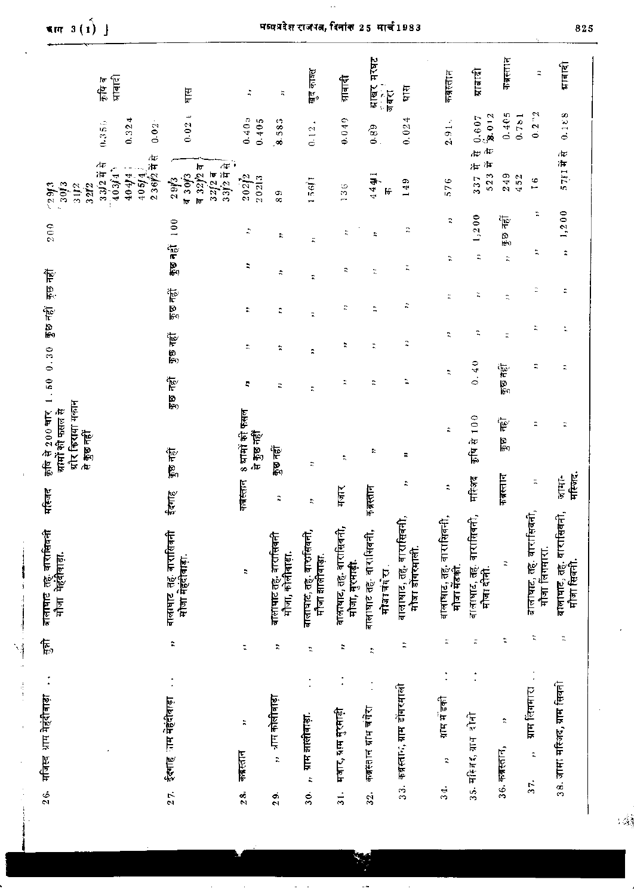| | | | | | | | | | | | | |
|---|---|---|---|---|---|---|---|---|---|---|---|---|
| 26. मस्जिद ग्राम मेहंदीवाड़ा | सुन्नी | बालाघाट तह. वारासिवनी मौजा मेहंदीवाड़ा. | मस्जिद | कृषि से 200 चार ग्रामों की फसल से और किराया मकान से कुछ नहीं | 1.50 | 0.30 | कुछ नहीं | कुछ नहीं | 200 | 29/3, 30/3, 31/2, 32/2, 33/2 में से, 403/4, 404/4, 405/4, 236/2 में से | 0.356, 0.324, 0.02 | कृषि व आबादी |
| 27. ईदगाह ग्राम मेहंदीवाड़ा | ,, | बालाघाट तह. वारासिवनी मौजा मेहंदीवाड़ा. | ईदगाह | कुछ नहीं | कुछ नहीं | कुछ नहीं | कुछ नहीं | कुछ नहीं | 100 | 29/3 व 30/3 व 32/2 व 32/2 व 33/2 में से | 0.021 | घास |
| 28. कब्रस्तान ,, | ,, | ,, | कब्रस्तान | 8 ग्रामों की फसल से कुछ नहीं | ,, | ,, | ,, | ,, | ,, | 202/2, 202/3 | 0.405, 0.405 | ,, |
| 29. ,, ग्राम कोलीवाड़ा | ,, | बालाघाट तह. वारासिवनी मौजा, कोलीवाड़ा. | ,, | कुछ नहीं | ,, | ,, | ,, | ,, | ,, | 89 | 8.583 | ,, |
| 30. ,, ग्राम शालीवाड़ा. | ,, | बालाघाट, तह. वारासिवनी, मौजा शालीवाड़ा. | ,, | ,, | ,, | ,, | ,, | ,, | ,, | 156/1 | 0.121 | बुद काश्त |
| 31. मजार, ग्राम मुरमाड़ी | ,, | बालाघाट, तह. वारासिवनी, मौजा, मुरमाड़ी. | मजार | ,, | ,, | ,, | ,, | ,, | ,, | 136 | 0.049 | आबादी |
| 32. कब्रस्तान ग्राम चंदोरा | ,, | बालाघाट तह. वारासिवनी, मौजा चंदोरा. | कब्रस्तान | ,, | ,, | ,, | ,, | ,, | ,, | 444/1 क | 0.89 | आबादी मरघट जबरा |
| 33. कब्रस्तान, ग्राम डोंगरमाली | ,, | बालाघाट, तह. वारासिवनी, मौजा डोंगरमाली. | ,, | ,, | ,, | ,, | ,, | ,, | ,, | 149 | 0.024 | घास |
| 34. ,, ग्राम मंडकी | ,, | बालाघाट, तह. वारासिवनी, मौजा मंडकी. | ,, | ,, | ,, | ,, | ,, | ,, | ,, | 576 | 2.91 | कब्रस्तान |
| 35. मस्जिद, ग्राम दोनी | ,, | बालाघाट, तह. वारासिवनी, मौजा दोनी. | मस्जिद | कृषि से 100 | 0.40 | ,, | ,, | ,, | 1,200 | 337 में से, 523 में से | 0.607, 8.012 | आबादी |
| 36. कब्रस्तान, ,, | ,, | ,, | कब्रस्तान | कुछ नहीं | कुछ नहीं | ,, | ,, | ,, | कुछ नहीं | 249, 452 | 0.405, 0.781 | कब्रस्तान |
| 37. ,, ग्राम लिंगमारा | ,, | बालाघाट, तह. वारासिवनी, मौजा लिंगमारा. | ,, | ,, | ,, | ,, | ,, | ,, | ,, | 16 | 0.272 | ,, |
| 38. जामा मस्जिद, ग्राम सिवनी | ,, | बालाघाट, तह. वारासिवनी, मौजा सिवनी. | जामा-मस्जिद. | ,, | ,, | ,, | ,, | ,, | 1,200 | 571/1 में से | 0.188 | आबादी |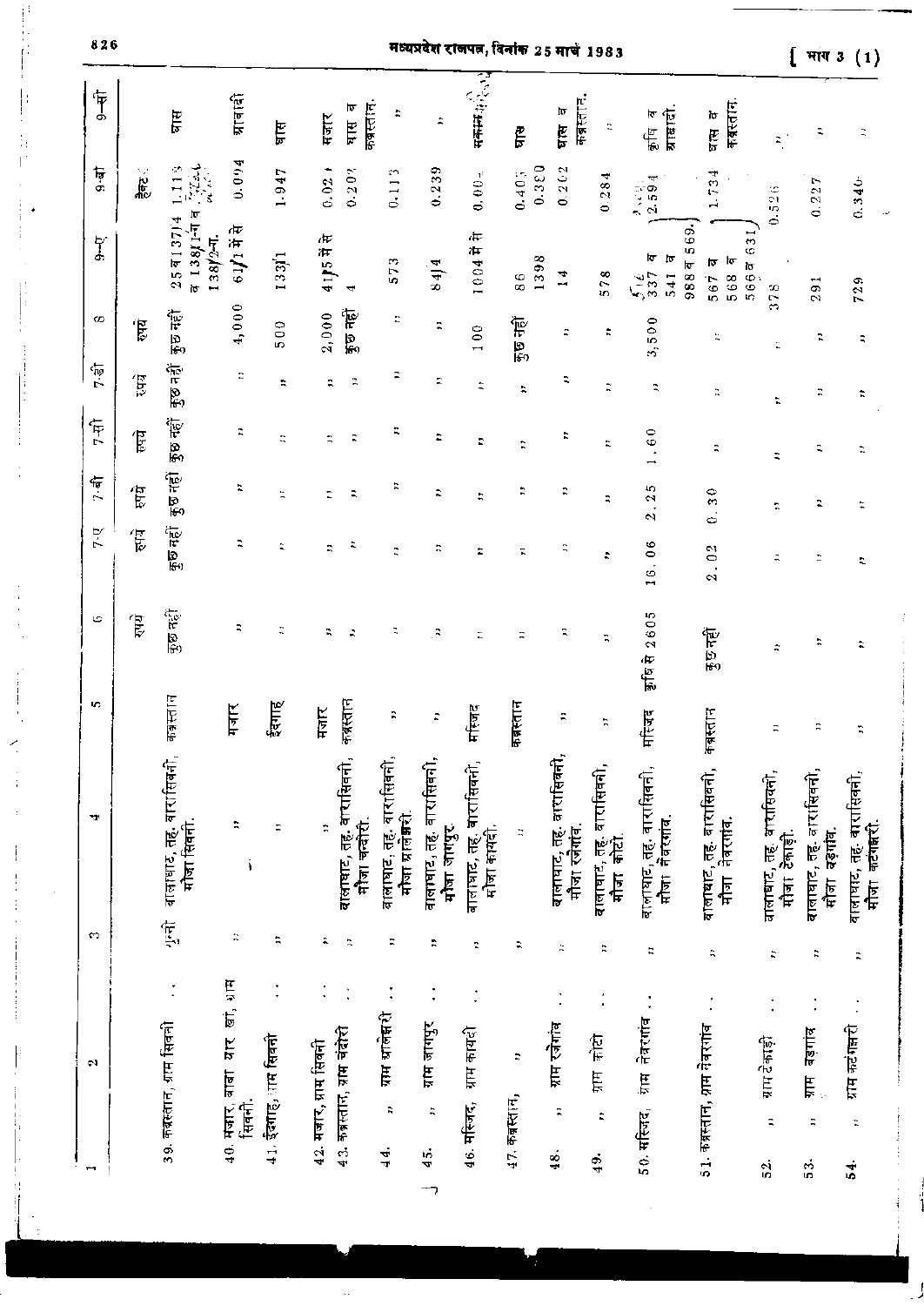| 1 | 2 | 3 | 4 | 5 | 6 | 7-ए | 7-बी | 7-सी | 7-डी | 8 | 9-ए | 9-बी | 9-सी |
|---|---|---|---|---|---|---|---|---|---|---|---|---|---|
| | | | | | रुपये | रुपये | रुपये | रुपये | रुपये | रुपये | | हैक्टे. | |
| 39. | कब्रस्तान, ग्राम सिवनी | सुन्नी | बालाघाट, तह. वारासिवनी, मौजा सिवनी. | कब्रस्तान | कुछ नहीं | कुछ नहीं | कुछ नहीं | कुछ नहीं | कुछ नहीं | कुछ नहीं | 25 व 137/4 व 138/1-ग व 138/2-ग. | 1.113 | घास |
| 40. | मजार, बाबा यार खां, ग्राम सिवनी. | " | " | मजार | " | " | " | " | " | 4,000 | 61/1 में से | 0.094 | आबादी |
| 41. | ईदगाह, ग्राम सिवनी | " | " | ईदगाह | " | " | " | " | " | 500 | 133/1 | 1.947 | घास |
| 42. | मजार, ग्राम सिवनी | " | " | मजार | " | " | " | " | " | 2,000 | 41/5 में से | 0.02 | मजार |
| 43. | कब्रस्तान, ग्राम चंदोरी | " | बालाघाट, तह. वारासिवनी, मौजा चन्दोरी. | कब्रस्तान | " | " | " | " | " | कुछ नहीं | 4 | 0.202 | घास व कब्रस्तान. |
| 44. | " ग्राम अलेझरी | " | बालाघाट, तह. वारासिवनी, मौजा अलेझरी. | " | " | " | " | " | " | " | 573 | 0.113 | " |
| 45. | " ग्राम जागपुर | " | बालाघाट, तह. वारासिवनी, मौजा जागपुर. | " | " | " | " | " | " | " | 84/4 | 0.239 | " |
| 46. | मस्जिद, ग्राम कायदी | " | बालाघाट, तह. वारासिवनी, मौजा कायदी. | मस्जिद | " | " | " | " | " | 100 | 1004 में से | 0.00- | मकान |
| 47. | कब्रस्तान, " | " | " | कब्रस्तान | " | " | " | " | " | कुछ नहीं | 86 | 0.405 | घास |
| | | | | | | | | | | | 1398 | 0.380 | |
| 48. | " ग्राम रजेगांव | " | बालाघाट, तह. वारासिवनी, मौजा रजेगांव. | " | " | " | " | " | " | " | 14 | 0.202 | घास व कब्रस्तान. |
| 49. | " ग्राम कोटो | " | बालाघाट, तह. वारासिवनी, मौजा कोटो. | " | " | " | " | " | " | " | 578 | 0.284 | " |
| 50. | मस्जिद, ग्राम नेवरगांव | " | बालाघाट, तह. वारासिवनी, मौजा नेवरगांव. | मस्जिद | कृषि से 2605 | 16.06 | 2.25 | 1.60 | " | 3,500 | 337 व 541 व 988 व 569. | 2.594 | कृषि व आबादी. |
| 51. | कब्रस्तान, ग्राम नेवरगांव | " | बालाघाट, तह. वारासिवनी, मौजा नेवरगांव. | कब्रस्तान | कुछ नहीं | 2.02 | 0.30 | " | " | " | 567 व 568 व 566 व 631 | 1.734 | घास व कब्रस्तान. |
| 52. | " ग्राम टेकाड़ी | " | बालाघाट, तह. वारासिवनी, मौजा टेकाड़ी. | " | " | " | " | " | " | " | 378 | 0.526 | " |
| 53. | " ग्राम बड़गांव | " | बालाघाट, तह. वारासिवनी, मौजा बड़गांव. | " | " | " | " | " | " | " | 291 | 0.227 | " |
| 54. | " ग्राम कटंगझरी | " | बालाघाट, तह. वारासिवनी, मौजा कटंगझरी. | " | " | " | " | " | " | " | 729 | 0.340 | " |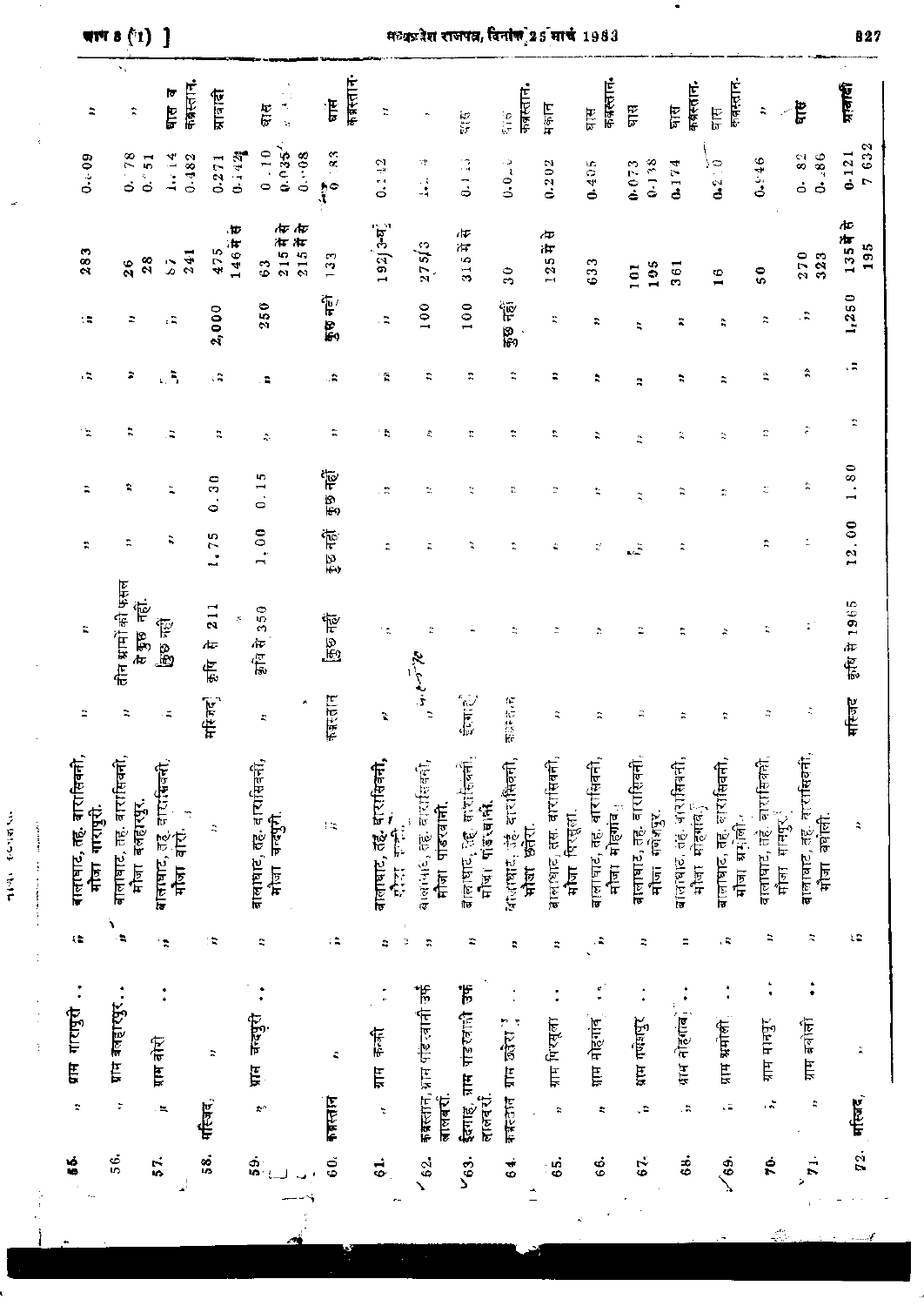| | | | | | | | | | | | | | |
|---|---|---|---|---|---|---|---|---|---|---|---|---|---|
| 55. | ,, ग्राम गारापुरी .. | ,, | बालाघाट, तह. वारासिवनी, मौजा गारापुरी. | ,, | ,, | ,, | ,, | ,, | ,, | ,, | 283 | 0.09 | ,, |
| 56. | ,, ग्राम बलहारपुर .. | ,, | बालाघाट, तह. वारासिवनी, मौजा बलहारपुर. | ,, | तीन ग्रामों की फसल से कुछ नहीं. | ,, | ,, | ,, | ,, | ,, | 26<br>28 | 0.78<br>0.51 | ,, |
| 57. | ,, ग्राम बोरी .. | ,, | बालाघाट, तह. वारासिवनी, मौजा बोरी. | ,, | कुछ नहीं | ,, | ,, | ,, | ,, | ,, | 87<br>241 | 1.14<br>0.482 | घास व कब्रस्तान. |
| 58. | मस्जिद, ,, | ,, | ,, | मस्जिद | कृषि से 211 | 1.75 | 0.30 | ,, | ,, | 2,000 | 475<br>146 में से | 0.271<br>0.142½ | ग्रामवासी |
| 59. | ,, ग्राम चन्दपुरी .. | ,, | बालाघाट, तह. वारासिवनी, मौजा चन्दपुरी. | ,, | कृषि से 350 | 1.00 | 0.15 | ,, | ,, | 250 | 63<br>215 में से<br>215 में से | 0.10<br>0.035<br>0.08 | घास |
| 60. | कब्रस्तान ,, | ,, | ,, | कब्रस्तान | कुछ नहीं | कुछ नहीं | कुछ नहीं | ,, | ,, | कुछ नहीं | 133 | 0.83 | घास कब्रस्तान. |
| 61. | ,, ग्राम कन्दी .. | ,, | बालाघाट, तह. वारासिवनी, मौजा कन्दी. | ,, | ,, | ,, | ,, | ,, | ,, | ,, | 192/3-ब | 0.12 | ,, |
| 62. | कब्रस्तान, ग्राम पाडरवानी उर्फ लालबर्रा. | ,, | बालाघाट, तह. वारासिवनी, मौजा पाडरवानी. | ,, | ,, | ,, | ,, | ,, | ,, | 100 | 275/3 | 1.. | ,, |
| 63. | ईदगाह, ग्राम पाडरवानी उर्फ लालबर्रा. | ,, | बालाघाट, तह. वारासिवनी, मौजा पाडरवानी. | ईदगाह | ,, | ,, | ,, | ,, | ,, | 100 | 315 में से | 0.1.. | घास |
| 64. | कब्रस्तान ग्राम छतेरा .. | ,, | बालाघाट, तह. वारासिवनी, मौजा छतेरा. | कब्रस्तान | ,, | ,, | ,, | ,, | ,, | कुछ नहीं | 30 | 0.0.. | घास कब्रस्तान. |
| 65. | ,, ग्राम पिरसुला .. | ,, | बालाघाट, तह. वारासिवनी, मौजा पिरसुला. | ,, | ,, | ,, | ,, | ,, | ,, | ,, | 125 में से | 0.202 | मकान |
| 66. | ,, ग्राम मोहगांव .. | ,, | बालाघाट, तह. वारासिवनी, मौजा मोहगांव. | ,, | ,, | ,, | ,, | ,, | ,, | ,, | 633 | 0.405 | घास कब्रस्तान. |
| 67. | ,, ग्राम गणेशपुर .. | ,, | बालाघाट, तह. वारासिवनी, मौजा गणेशपुर. | ,, | ,, | ,, | ,, | ,, | ,, | ,, | 101<br>105 | 0.073<br>0.138 | घास |
| 68. | ,, ग्राम मोहगांव .. | ,, | बालाघाट, तह. वारासिवनी, मौजा मोहगांव. | ,, | ,, | ,, | ,, | ,, | ,, | ,, | 361 | 0.174 | घास कब्रस्तान. |
| 69. | ,, ग्राम भमोली .. | ,, | बालाघाट, तह. वारासिवनी, मौजा भमोली. | ,, | ,, | ,, | ,, | ,, | ,, | ,, | 16 | 0.210 | घास कब्रस्तान. |
| 70. | ,, ग्राम मानपुर .. | ,, | बालाघाट, तह. वारासिवनी, मौजा मानपुर. | ,, | ,, | ,, | ,, | ,, | ,, | ,, | 50 | 0.946 | ,, |
| 71. | ,, ग्राम बघोली .. | ,, | बालाघाट, तह. वारासिवनी, मौजा बघोली. | ,, | ,, | ,, | ,, | ,, | ,, | ,, | 270<br>323 | 0.82<br>0.86 | घास |
| 72. | मस्जिद, ,, | ,, | ,, | मस्जिद | कृषि से 1965 | 12.00 | 1.80 | ,, | ,, | 1,250 | 135 में से<br>195 | 0.121<br>7.632 | ग्रामवासी |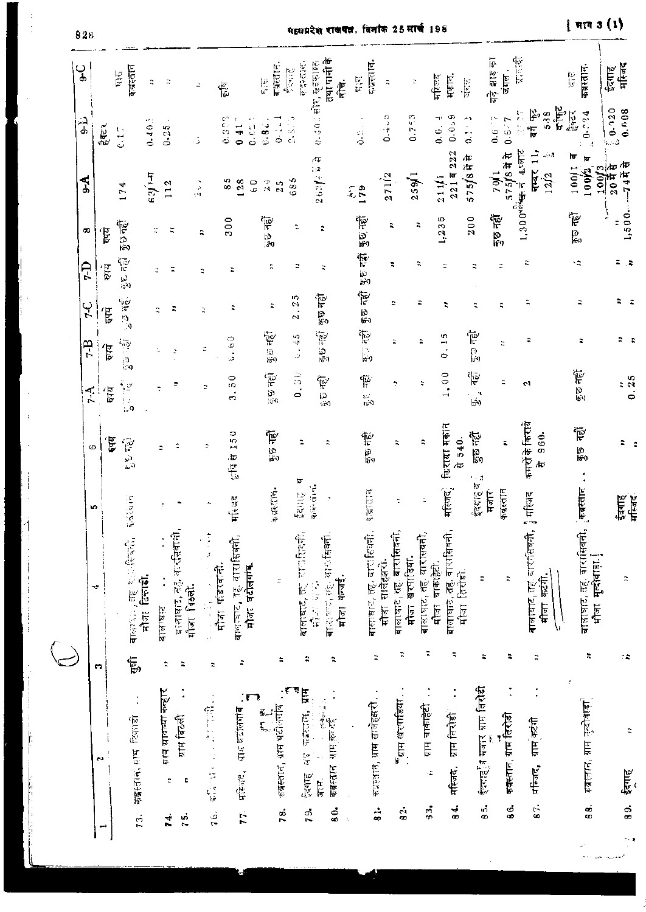| 1 | 2 | 3 | 4 | 5 | 6 | 7-A | 7-B | 7-C | 7-D | 8 | 9-A | 9-D | 9-C |
|---|---|---|---|---|---|---|---|---|---|---|---|---|---|
| | | | | | रुपये | रुपये | रुपये | रुपये | रुपये | रुपये | | हैक्टर | |
| 73. | कब्रस्तान, ग्राम टिकाडी .. | सुन्नी | बालाघाट, तह. वारासिवनी, मौजा टिकाडी. | कब्रस्तान | कुछ नहीं | कुछ नहीं | कुछ नहीं | कुछ नहीं | कुछ नहीं | कुछ नहीं | 174 | 0.17 | घास कब्रस्तान |
| 74. | ,, ग्राम भावन्या कन्हार | ,, | बालाघाट .. .. | ,, | ,, | ,, | ,, | ,, | ,, | ,, | 63/1-म | 0.40 | ,, |
| 75. | ,, ग्राम बिठली .. | ,, | बालाघाट, तह. वारासिवनी, मौजा बिठली. | ,, | ,, | ,, | ,, | ,, | ,, | ,, | 112 | 0.25 | ,, |
| 76. | ... | ,, | ... मौजा पंडरवानी. | ,, | ,, | ,, | ,, | ,, | ,, | ,, | ... | ... | ,, |
| 77. | मस्जिद, ग्राम बटोलगांव .. | ,, | बालाघाट, तह. वारासिवनी, मौजा बटोलगांव. | मस्जिद | कृषि से 150 | 3.50 | 0.60 | ,, | ,, | 300 | 85<br>128<br>60 | 0.309<br>0.417<br>0.02 | कृषि |
| 78. | कब्रस्तान, ग्राम बटोलगांव .. | ,, | ,, | कब्रस्तान. | कुछ नहीं | कुछ नहीं | कुछ नहीं | ,, | ,, | कुछ नहीं | 24<br>25 | 0.86<br>0.1 | घास कब्रस्तान. |
| 79. | ईदगाह एवं कब्रस्तान, ग्राम ... | ,, | बालाघाट, तह. वारासिवनी, मौजा ... | ईदगाह व कब्रस्तान. | ,, | 0.30 | 0.45 | 2.25 | ,, | ,, | 685 | 2.3 | ईदगाह कब्रस्तान. |
| 80. | कब्रस्तान ग्राम कन्हई .. | ,, | बालाघाट, तह. वारासिवनी, मौजा कन्हई. | ,, | ,, | कुछ नहीं | कुछ नहीं | कुछ नहीं | ,, | ,, | 280/4 में से | 0.36 | मीर, कुआ तथा पानी के नीचे. |
| 81. | कब्रस्तान, ग्राम सालेहटरी .. | ,, | बालाघाट, तह. वारासिवनी, मौजा सालेहटरी. | कब्रस्तान | कुछ नहीं | कुछ नहीं | कुछ नहीं | कुछ नहीं | कुछ नहीं | कुछ नहीं | 179 | 0.5 | घास कब्रस्तान. |
| 82. | ,, ग्राम खरपडिया .. | ,, | बालाघाट, तह. वारासिवनी, मौजा खरपडिया. | ,, | ,, | ,, | ,, | ,, | ,, | ,, | 27112 | 0.45 | ,, |
| 83. | ,, ग्राम चाकाहेटी .. | ,, | बालाघाट, तह. वारासिवनी, मौजा चाकाहेटी. | ,, | ,, | ,, | ,, | ,, | ,, | ,, | 259/1 | 0.753 | ,, |
| 84. | मस्जिद, ग्राम तिरोडी .. | ,, | बालाघाट, तह. वारासिवनी, मौजा तिरोडी. | मस्जिद | किराया मकान से 540. | 1.00 | 0.15 | ,, | ,, | 1,236 | 211/1<br>221 व 222 | 0.04<br>0.059 | मस्जिद मकान. |
| 85. | ईदगाह व मजार ग्राम तिरोडी | ,, | ,, | ईदगाह व मजार कब्रस्तान | कुछ नहीं | कुछ नहीं | कुछ नहीं | ,, | ,, | 200 | 575/8 में से | 0.11 | घास |
| 86. | कब्रस्तान, ग्राम तिरोडी .. | ,, | ,, | ,, | ,, | ,, | ,, | ,, | ,, | कुछ नहीं | 70/1<br>575/8 में से | 0.67<br>0.67 | बड़े झाड़ का जंगल. |
| 87. | मस्जिद, ग्राम कटंगी .. | ,, | बालाघाट, तह. वारासिवनी, मौजा कटंगी. | मस्जिद | कमरों के किराये से 960. | 2 | ,, | ,, | ,, | 1,300 | शीट नं. 4, प्लाट नम्बर 11, 12/2 | वर्ग फुट 538 वर्गफुट | इमारती |
| 88. | कब्रस्तान, ग्राम मुन्दीवाडा | ,, | बालाघाट, तह. वारासिवनी, मौजा मुन्दीवाडा. | कब्रस्तान .. | कुछ नहीं | कुछ नहीं | ,, | ,, | ,, | कुछ नहीं | 100/1 व 100/2 व 100/3 | हैक्टर 0.224 | घास कब्रस्तान. |
| 89. | ईदगाह .. | ,, | ,, | ईदगाह मस्जिद | ,, | 0.25 | ,, | ,, | ,, | 1,500 | 20 में से<br>74 में से | 0.220<br>0.008 | ईदगाह मस्जिद |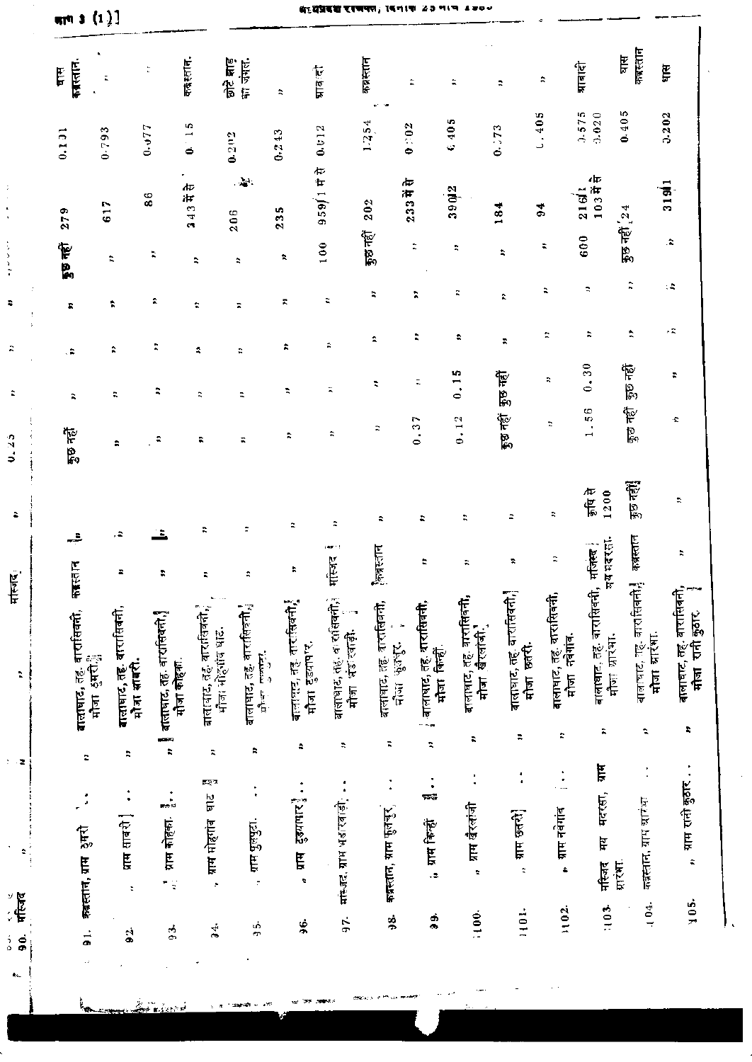| | | | | | | | | | | | | |
|---|---|---|---|---|---|---|---|---|---|---|---|---|
| 90. मस्जिद | ,, | ,, | | मस्जिद | ,, | 0.25 | ,, | ,, | ,, | | | |
| 91. कब्रस्तान, ग्राम डुमरी .. | ,, | ,, | बालाघाट, तह. वारासिवनी, मौजा डुमरी | कब्रस्तान | ,, | कुछ नहीं | ,, | ,, | ,, | कुछ नहीं | 279 | 0.101 | घास कब्रस्तान. |
| 92. ,, ग्राम लावरी .. | ,, | ,, | बालाघाट, तह. वारासिवनी, मौजा लावरी. | ,, | ,, | ,, | ,, | ,, | ,, | ,, | 617 | 0.793 | ,, |
| 93. ,, ग्राम कोहका .. | ,, | ,, | बालाघाट, तह. वारासिवनी, मौजा कोहका. | ,, | ,, | ,, | ,, | ,, | ,, | ,, | 86 | 0.077 | ,, |
| 94. ,, ग्राम मोहगांव घाट | ,, | ,, | बालाघाट, तह. वारासिवनी, मौजा मोहगांव घाट. | ,, | ,, | ,, | ,, | ,, | ,, | ,, | 343 में से | 0.15 | कब्रस्तान. |
| 95. ,, ग्राम पुलपुटा .. | ,, | ,, | बालाघाट, तह. वारासिवनी, मौजा पुलपुटा. | ,, | ,, | ,, | ,, | ,, | ,, | ,, | 206 | 0.202 | छोटे झाड़ का जंगल. |
| 96. ,, ग्राम डुडयापार .. | ,, | ,, | बालाघाट, तह. वारासिवनी, मौजा डुडयापार. | ,, | ,, | ,, | ,, | ,, | ,, | ,, | 235 | 0.243 | ,, |
| 97. मस्जिद, ग्राम भंडारवाडी .. | ,, | ,, | बालाघाट, तह. वारासिवनी, मौजा भंडारवाडी. | मस्जिद | ,, | ,, | ,, | ,, | ,, | 100 | 959/1 में से | 0.012 | आबादी |
| 98. कब्रस्तान, ग्राम फुलसूर .. | ,, | ,, | बालाघाट, तह. वारासिवनी, मौजा फुलसूर. | कब्रस्तान | ,, | ,, | ,, | ,, | ,, | कुछ नहीं | 202 | 1.254 | कब्रस्तान |
| 99. ,, ग्राम किन्ही .. | ,, | ,, | बालाघाट, तह. वारासिवनी, मौजा किन्ही. | ,, | ,, | 0.37 | ,, | ,, | ,, | ,, | 233 में से | 0.102 | ,, |
| 100. ,, ग्राम खैरलांजी .. | ,, | ,, | बालाघाट, तह. वारासिवनी, मौजा खैरलांजी. | ,, | ,, | 0.12 | 0.15 | ,, | ,, | ,, | 390/2 | 0.405 | ,, |
| 101. ,, ग्राम छतरी .. | ,, | ,, | बालाघाट, तह. वारासिवनी, मौजा छतरी. | ,, | ,, | कुछ नहीं | कुछ नहीं | ,, | ,, | ,, | 184 | 0.173 | ,, |
| 102. ,, ग्राम नवेगांव .. | ,, | ,, | बालाघाट, तह. वारासिवनी, मौजा नवेगांव. | ,, | ,, | ,, | ,, | ,, | ,, | ,, | 94 | 0.405 | ,, |
| 103. मस्जिद मय मदरसा, ग्राम प्रारंभा. | ,, | ,, | बालाघाट, तह. वारासिवनी, मौजा प्रारंभा. | मस्जिद मय मदरसा. | कृषि से 1200 | 1.56 | 0.30 | ,, | ,, | 600 | 216/1 103 में से | 0.575 0.020 | आबादी |
| 104. कब्रस्तान, ग्राम प्रारंभा .. | ,, | ,, | बालाघाट, तह. वारासिवनी, मौजा प्रारंभा. | कब्रस्तान | कुछ नहीं | कुछ नहीं | कुछ नहीं | ,, | ,, | कुछ नहीं | 124 | 0.405 | घास कब्रस्तान |
| 105. ,, ग्राम रानी कुठार .. | ,, | ,, | बालाघाट, तह. वारासिवनी, मौजा रानी कुठार. | ,, | ,, | ,, | ,, | ,, | ,, | ,, | 3191 | 0.202 | घास |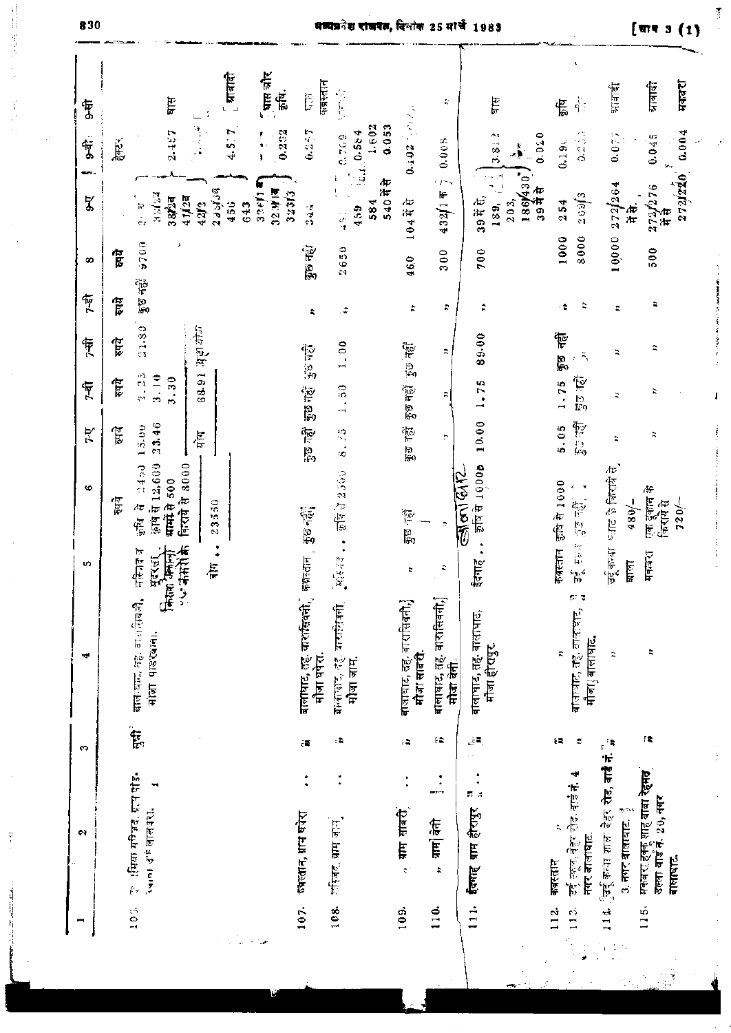| 1 | 2 | 3 | 4 | 5 | 6 | 7-ए | 7-बी | 7-सी | 7-डी | 8 | 9-ए | 9-बी | 9-सी |
|---|---|---|---|---|---|---|---|---|---|---|---|---|---|
| | | | | | रुपये | रुपये | रुपये | रुपये | रुपये | रुपये | | हेक्टर | |
| 106. | मस्जिद मस्जिद, ग्राम पाडरवाला, जिला बालाघाट. 1 | सुन्नी | बालाघाट, तह. वारासिवनी, मौजा पाडरवाला. | मस्जिद व मदरसा, किराया मकान, 10 मकानों के | कृषि से 2450 कृषि से 12,600 मकानों से 500 किराये से 8000 योग .. 23550 | 15.00 23.46 योग | 2.23 3.10 3.30 68.91 | 21.89 मुद्रांक | कुछ नहीं | 9700 | 21 ब 33/2ब 38/2ब 41/2ब 42/3 295/3ब 456 643 326/1 ब 32/1ब 323/3 | 2.457 4.517 0.292 | घास आबादी घास और कृषि. |
| 107. | कब्रस्तान, ग्राम घपेरा | " | बालाघाट, तह. वारासिवनी, मौजा घपेरा. | कब्रस्तान | कुछ नहीं | कुछ नहीं | कुछ नहीं | कुछ नहीं | " | कुछ नहीं | 344 | 0.257 | घास कब्रस्तान |
| 108. | मस्जिद, ग्राम जाम | " | बालाघाट, तह. वारासिवनी, मौजा जाम. | मस्जिद | कृषि से 2360 | 8.75 | 1.50 | 1.00 | " | 2650 | 459 584 540 में से | 0.769 0.584 1.602 0.053 | |
| 109. | " ग्राम सावरी | " | बालाघाट, तह. वारासिवनी, मौजा सावरी. | " | कुछ नहीं | कुछ नहीं | कुछ नहीं | कुछ नहीं | " | 460 | 104 में से | 0.102 | |
| 110. | " ग्राम बेनी | " | बालाघाट, तह. वारासिवनी, मौजा बेनी. | " | | " | " | " | " | 300 | 432/1 क | 0.008 | " |
| 111. | ईदगाह ग्राम हीरापुर | " | बालाघाट, तह. बालाघाट, मौजा हीरापुर | ईदगाह | कृषि से 10000 | 10.00 | 1.75 | 89.00 | " | 700 | 39 में से, 189, 203, 186/430 39 में से | 3.812 0.020 | घास |
| 112. | कब्रस्तान " | " | " | कब्रस्तान | कृषि से 1000 | 5.05 | 1.75 | कुछ नहीं | " | 1000 | 254 | 0.196 | कृषि |
| 113. | उर्दू स्कूल, वेहर रोड, वार्ड नं. 4 नगर बालाघाट. | " | बालाघाट, तह. बालाघाट, मौजा बालाघाट. | उर्दू स्कूल | कुछ नहीं | कुछ नहीं | कुछ नहीं | " | " | 8000 | 269/3 | 0.235 | |
| 114. | उर्दू कन्या शाला, वेहर रोड, वार्ड नं. 3, नगर बालाघाट. | " | " | उर्दू कन्या शाला | प्लाट के किराये से, 480/- | " | " | " | " | 10,000 | 272/264 में से | 0.072 | आबादी |
| 115. | मकबरा हजरत शाह बाबा रहेमतउल्ला वार्ड नं. 20, नगर बालाघाट. | " | " | मकबरा | एक दुकान के किराये से 720/- | " | " | " | " | 500 | 272/276 में से 272/220 | 0.045 0.004 | आबादी मकबरा |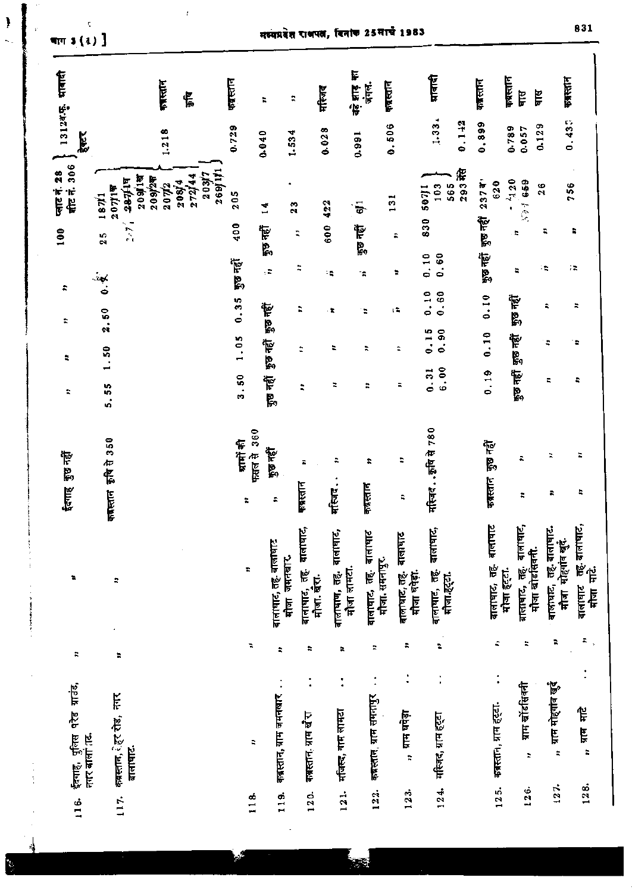| | | | | | | | | | | | | |
|---|---|---|---|---|---|---|---|---|---|---|---|---|
| 116. ईदगाह, पुलिस परेड ग्रांउड, नगर बालाघाट. | ,, | ,, | ईदगाह | कुछ नहीं | ,, | ,, | ,, | ,, | 100 | प्लाट नं. 28 शीट नं. 306 | 1312व.फु. हेक्टर | आबादी |
| 117. कब्रस्तान, ट्रेंचरोड, नगर बालाघाट. | ,, | ,, | कब्रस्तान | कृषि से 350 | 5.55 | 1.50 | 2.50 | 0.? | 25 | 187/1 207/1क 287/1ग 209/1ख 209/2क 207/2 208/4 272/44 203/7 269/1/1 | 1.218 | कब्रस्तान कृषि |
| 118. ,, | ,, | ,, | ,, | ग्रामों की फसल से 360 | 3.50 | 1.05 | 0.35 | कुछ नहीं | 400 | 205 | 0.729 | कब्रस्तान |
| 119. कब्रस्तान, ग्राम जमनखार | ,, | बालाघाट, तह. बालाघाट मौजा जमनखार. | ,, | कुछ नहीं | कुछ नहीं | कुछ नहीं | कुछ नहीं | ,, | कुछ नहीं | 14 | 0.040 | ,, |
| 120. कब्रस्तान, ग्राम बैरा | ,, | बालाघाट, तह. बालाघाट, मौजा. बैरा. | कब्रस्तान | ,, | ,, | ,, | ,, | ,, | ,, | 23 | 1.534 | ,, |
| 121. मस्जिद, ग्राम लामटा | ,, | बालाघाट, तह. बालाघाट, मौजा लामटा. | मस्जिद.. | ,, | ,, | ,, | ,, | ,, | 600 | 422 | 0.028 | मस्जिद |
| 122. कब्रस्तान, ग्राम समनापुर | ,, | बालाघाट, तह. बालाघाट मौजा. समनापुर. | कब्रस्तान | ,, | ,, | ,, | ,, | ,, | कुछ नहीं | 6/1 | 0.991 | बड़े झाड़ का जंगल. |
| 123. ,, ग्राम घपेड़ा | ,, | बालाघाट, तह. बालाघाट मौजा घपेड़ा. | ,, | ,, | ,, | ,, | ,, | ,, | ,, | 131 | 0.506 | कब्रस्तान |
| 124. मस्जिद, ग्राम हट्टा | ,, | बालाघाट, तह. बालाघाट, मौजा.हट्टा. | मस्जिद.. | कृषि से 780 | 0.31 6.00 | 0.15 0.90 | 0.10 0.60 | 0.10 0.60 | 830 | 507/1 103 565 293 मेंसे | 1.33 0.142 | आबादी |
| 125. कब्रस्तान, ग्राम हट्टा. | ,, | बालाघाट, तह. बालाघाट मौजा हट्टा. | कब्रस्तान | कुछ नहीं | 0.19 | 0.10 | 0.10 | कुछ नहीं | कुछ नहीं | 237 व 620 | 0.899 | कब्रस्तान |
| 126. ,, ग्राम खोड़सिवनी | ,, | बालाघाट, तह. बालाघाट, मौजा खोड़सिवनी. | ,, | ,, | कुछ नहीं | कुछ नहीं | कुछ नहीं | ,, | ,, | 120 659 | 0.789 0.057 | कब्रस्तान घास |
| 127. ,, ग्राम मोहगांव खुर्द | ,, | बालाघाट, तह. बालाघाट. मौजा मोहगांव खुर्द. | ,, | ,, | ,, | ,, | ,, | ,, | ,, | 26 | 0.129 | घास |
| 128. ,, ग्राम माटे | ,, | बालाघाट तह. बालाघाट, मौजा माटे. | ,, | ,, | ,, | ,, | ,, | ,, | ,, | 756 | 0.435 | कब्रस्तान |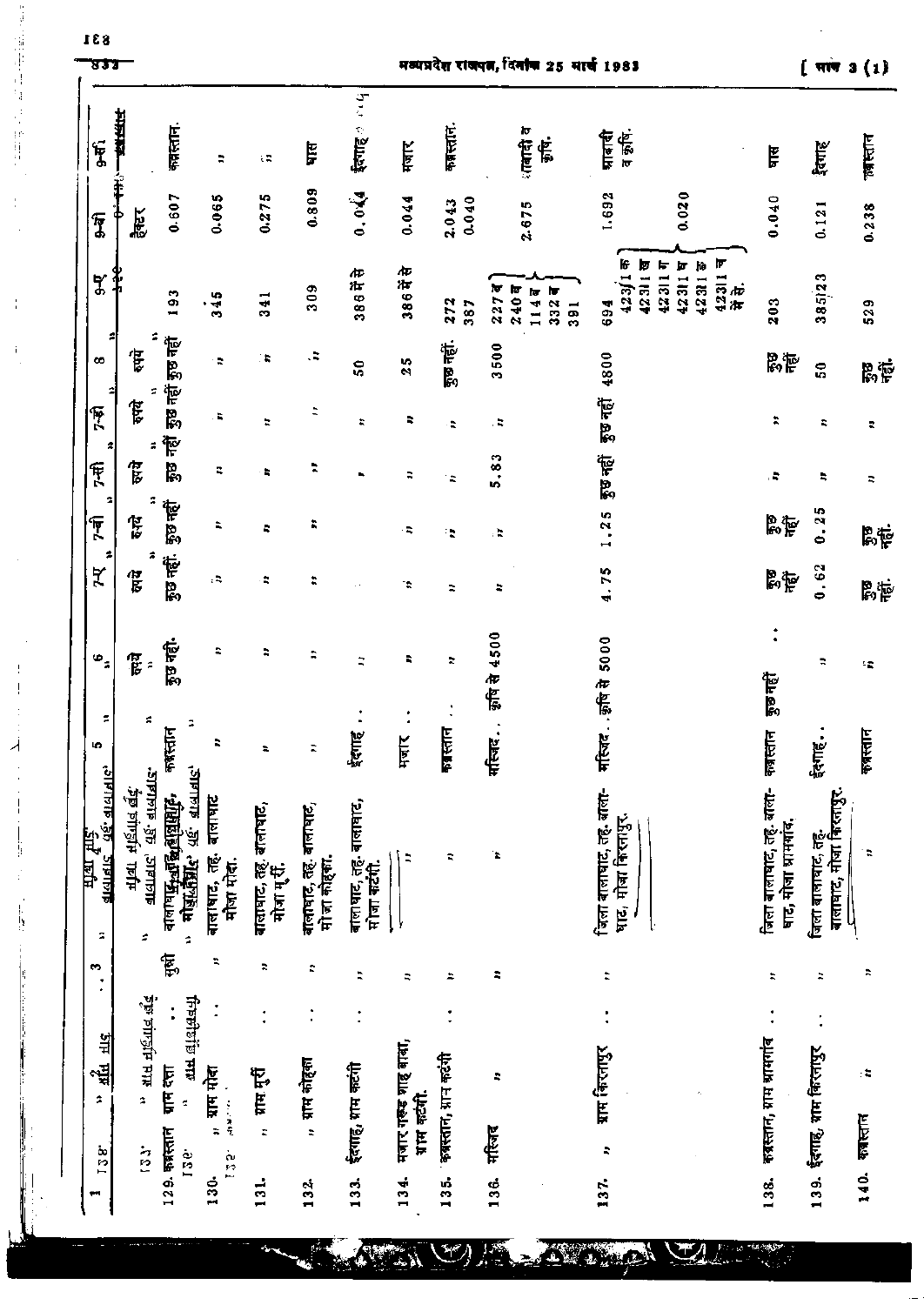| 1 | 2 | 3 | 4 | 5 | 6 | 7-ए | 7-बी | 7-सी | 7-डी | 8 | 9-ए | 9-बी | 9-सी |
|---|---|---|---|---|---|---|---|---|---|---|---|---|---|
| | | | | | रुपये | रुपये | रुपये | रुपये | रुपये | रुपये | | हेक्टर | |
| 129. | कब्रस्तान ग्राम दत्ता | सुन्नी | बालाघाट, तह. बालाघाट, मौजा दत्ता | कब्रस्तान | कुछ नहीं | कुछ नहीं | कुछ नहीं | कुछ नहीं | कुछ नहीं | कुछ नहीं | 193 | 0.607 | कब्रस्तान. |
| 130. | ग्राम मोवा | " | बालाघाट, तह. बालाघाट मौजा मोवा. | " | " | " | " | " | " | " | 345 | 0.065 | " |
| 131. | ग्राम मूर्री | " | बालाघाट, तह. बालाघाट, मौजा मूर्री. | " | " | " | " | " | " | " | 341 | 0.275 | " |
| 132. | ग्राम कोहका | " | बालाघाट, तह. बालाघाट, मौजा कोहका. | " | " | " | " | " | " | " | 309 | 0.809 | घास |
| 133. | ईदगाह, ग्राम कटंगी | " | बालाघाट, तह. बालाघाट, मौजा कटंगी. | ईदगाह | " | | | " | " | 50 | 386 में से | 0.044 | ईदगाह |
| 134. | मजार गफ्फ शाह बाबा, ग्राम कटंगी. | " | " | मजार | " | " | " | " | " | 25 | 386 में से | 0.044 | मजार |
| 135. | कब्रस्तान, ग्राम कटंगी | " | " | कब्रस्तान | " | " | " | " | " | कुछ नहीं | 272<br>387 | 2.043<br>0.040 | कब्रस्तान. |
| 136. | मस्जिद | " | " | मस्जिद | कृषि से 4500 | " | " | 5.83 | " | 3500 | 227 ब<br>240 ब<br>114 ब<br>332 ब<br>391 | 2.675 | आबादी व कृषि. |
| 137. | ग्राम किरनापुर | " | जिला बालाघाट, तह. बालाघाट, मौजा किरनापुर. | मस्जिद | कृषि से 5000 | 4.75 | 1.25 | कुछ नहीं | कुछ नहीं | 4800 | 694<br>423/1 क<br>423/1 ख<br>423/1 ग<br>423/1 घ<br>423/1 ङ<br>423/1 च<br>में से. | 1.692<br><br>0.020 | आबादी व कृषि. |
| 138. | कब्रस्तान, ग्राम आमगांव | " | जिला बालाघाट, तह. बालाघाट, मौजा आमगांव. | कब्रस्तान | कुछ नहीं | कुछ नहीं | कुछ नहीं | " | " | कुछ नहीं | 203 | 0.040 | घास |
| 139. | ईदगाह, ग्राम किरनापुर | " | जिला बालाघाट, तह. बालाघाट, मौजा किरनापुर. | ईदगाह | " | 0.62 | 0.25 | " | " | 50 | 385/23 | 0.121 | ईदगाह |
| 140. | कब्रस्तान | " | " | कब्रस्तान | " | कुछ नहीं | कुछ नहीं | " | " | कुछ नहीं | 529 | 0.238 | कब्रस्तान |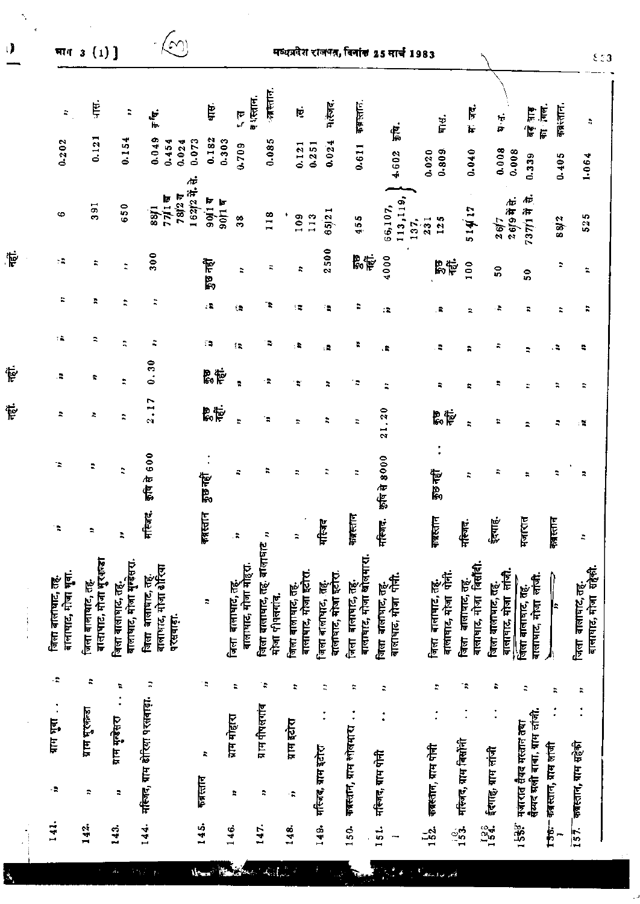|  |  |  |  |  |  | नहीं. | नहीं. |  |  | नहीं. |  |  |  |
|---|---|---|---|---|---|---|---|---|---|---|---|---|---|
| 141. | ,, ग्राम भुवा .. | ,, | जिला बालाघाट, तह. बालाघाट, मौजा भुवा. | ,, | ,, | ,, | ,, | ,, | ,, | ,, | 6 | 0.202 | ,, |
| 142. | ,, ग्राम भुरकुन्डा | ,, | जिला बालाघाट, तह. बालाघाट, मौजा भुरकुन्डा | ,, | ,, | ,, | ,, | ,, | ,, | ,, | 391 | 0.121 | घास. |
| 143. | ,, ग्राम मुरझेसर .. ,, | ,, | जिला बालाघाट, तह. बालाघाट, मौजा मुरझेसर. | ,, | ,, | ,, | ,, | ,, | ,, | ,, | 650 | 0.154 | ,, |
| 144. | मस्जिद, ग्राम डोरिया परसवाड़ा. | ,, | जिला बालाघाट, तह. बालाघाट, मौजा डोरिया परसवाड़ा. | मस्जिद. | कृषि से 600 | 2.17 | 0.30 | ,, | ,, | 300 | 88/1, 77/1 ख, 78/2 ग, 162/2 में से. | 0.049, 0.454, 0.024, 0.073 | कृषि. |
| 145. | कब्रस्तान ,, | ,, | ,, | कब्रस्तान | कुछ नहीं .. | कुछ नहीं. | कुछ नहीं. | ,, | ,, | कुछ नहीं | 90/1 क, 90/1 ख | 0.182, 0.303 | घास. |
| 146. | ,, ग्राम मोहारा | ,, | जिला बालाघाट, तह. बालाघाट, मौजा मोहारा. | ,, | ,, | ,, | ,, | ,, | ,, | ,, | 38 | 0.709 | क. स. कब्रस्तान. |
| 147. | ,, ग्राम पीपलगांव | ,, | जिला बालाघाट, तह. बालाघाट, मौजा पीपलगांव. | ,, | ,, | ,, | ,, | ,, | ,, | ,, | 118 | 0.085 | कब्रस्तान. |
| 148. | ,, ग्राम इटोरा | ,, | जिला बालाघाट, तह. बालाघाट, मौजा इटोरा. | ,, | ,, | ,, | ,, | ,, | ,, | ,, | 109, 113 | 0.121, 0.251 | क. |
| 149. | मस्जिद, ग्राम इटोरा .. | ,, | जिला बालाघाट, तह. बालाघाट, मौजा इटोरा. | मस्जिद | ,, | ,, | ,, | ,, | ,, | 2500 | 65/21 | 0.024 | मस्जिद. |
| 150. | कब्रस्तान, ग्राम खैलमारा .. | ,, | जिला बालाघाट, तह. बालाघाट, मौजा खैलमारा. | कब्रस्तान | ,, | ,, | ,, | ,, | ,, | कुछ नहीं. | 455 | 0.611 | कब्रस्तान. |
| 151. | मस्जिद, ग्राम पोनी .. | ,, | जिला बालाघाट, तह. बालाघाट, मौजा पोनी. | मस्जिद. | कृषि से 8000 | 21.20 | ,, | ,, | ,, | 4000 | 66/107, 113,119, 137, 231 | 4.602 | कृषि. |
| 152. | कब्रस्तान, ग्राम पोनी .. | ,, | जिला बालाघाट, तह. बालाघाट, मौजा पोनी. | कब्रस्तान | कुछ नहीं .. | कुछ नहीं. | ,, | ,, | ,, | कुछ नहीं. | 125 | 0.020, 0.809 | घास. |
| 153. | मस्जिद, ग्राम बिसोनी .. | ,, | जिला बालाघाट, तह. बालाघाट, मौजा बिसोनी. | मस्जिद. | ,, | ,, | ,, | ,, | ,, | 100 | 514/17 | 0.040 | म. जद. |
| 154. | ईदगाह, ग्राम लांजी .. | ,, | जिला बालाघाट, तह. बालाघाट, मौजा लांजी. | ईदगाह. | ,, | ,, | ,, | ,, | ,, | 50 | 26/7, 26/9 में से. | 0.008, 0.008 | ई. गा. |
| 155. | मजारात सैयद मस्तान तथा सैय्यद मस्ती बाबा, ग्राम लांजी. | ,, | जिला बालाघाट, तह. बालाघाट, मौजा लांजी. | मजारात | ,, | ,, | ,, | ,, | ,, | 50 | 737/1 में से. | 0.339 | बड़े बाबू का मजा. |
| 156. | कब्रस्तान, ग्राम लांजी .. | ,, | ,, | कब्रस्तान | ,, | ,, | ,, | ,, | ,, | ,, | 88/2 | 0.405 | कब्रस्तान. |
| 157. | कब्रस्तान, ग्राम सहेकी .. | ,, | जिला बालाघाट, तह. बालाघाट, मौजा सहेकी. | ,, | ,, | ,, | ,, | ,, | ,, | ,, | 525 | 1.064 | ,, |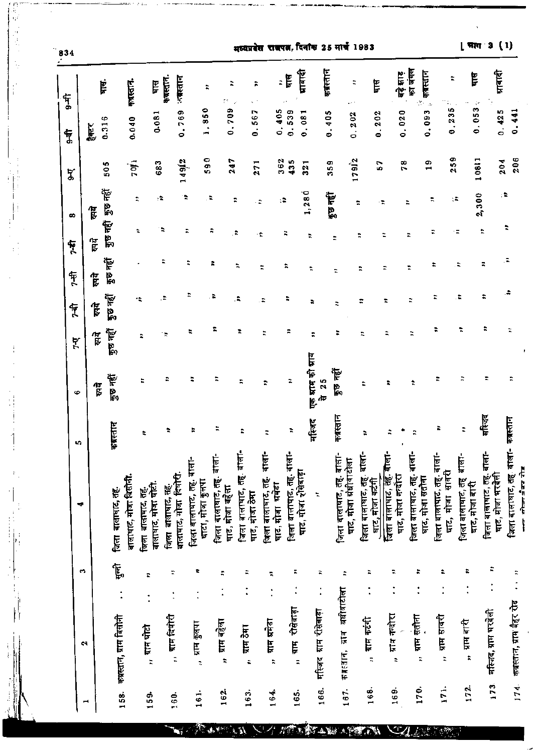| 1 | 2 | 3 | 4 | 5 | 6 | 7-ए | 7-बी | 7-सी | 7-डी | 8 | 9-ए | 9-बी | 9-सी |
|---|---|---|---|---|---|---|---|---|---|---|---|---|---|
| | | | | | रुपये | रुपये | रुपये | रुपये | रुपये | रुपये | | हेक्टर | |
| 158. | कब्रस्तान, ग्राम बिसोनी .. | सुन्नी | जिला बालाघाट, तह. बालाघाट, मौजा बिसोनी. | कब्रस्तान | कुछ नहीं | कुछ नहीं | कुछ नहीं | कुछ नहीं | कुछ नहीं | कुछ नहीं | 505 | 0.316 | घास. |
| 159. | ,, ग्राम घोटी .. | ,, | जिला बालाघाट, तह. बालाघाट, मौजा घोटी. | ,, | ,, | ,, | ,, | | ,, | ,, | 70/1 | 0.040 | कब्रस्तान. |
| 160. | ,, ग्राम दिथोरी .. | ,, | जिला बालाघाट, तह. बालाघाट, मौजा दिथोरी. | ,, | ,, | ,, | ,, | ,, | ,, | ,, | 683 | 0.081 | घास कब्रस्तान. |
| 161. | ,, ग्राम कुलपा .. | ,, | जिला बालाघाट, तह. बालाघाट, मौजा कुलपा | ,, | ,, | ,, | ,, | ,, | ,, | ,, | 149/2 | 0.769 | कब्रस्तान |
| 162. | ,, ग्राम बहेला .. | ,, | जिला बालाघाट, तह. बालाघाट, मौजा बहेला | ,, | ,, | ,, | ,, | ,, | ,, | ,, | 590 | 1.850 | ,, |
| 163. | ,, ग्राम ठेमा .. | ,, | जिला बालाघाट, तह. बालाघाट, मौजा ठेमा | ,, | ,, | ,, | ,, | ,, | ,, | ,, | 247 | 0.709 | ,, |
| 164. | ,, ग्राम भ्रमेड़ा .. | ,, | जिला बालाघाट, तह. बालाघाट, मौजा भ्रमेड़ा | ,, | ,, | ,, | ,, | ,, | ,, | ,, | 271 | 0.567 | ,, |
| 165. | ,, ग्राम रोसेबाड़ा .. | ,, | जिला बालाघाट, तह. बालाघाट, मौजा रोसेबाड़ा | ,, | ,, | ,, | ,, | ,, | ,, | ,, | 362<br>435 | 0.405<br>0.539 | ,,<br>घास |
| 166. | मस्जिद ग्राम रोसेबाड़ा .. | ,, | ,, | मस्जिद | एक ग्राम की ग्राम से 25 | ,, | ,, | ,, | ,, | 1,280 | 321 | 0.081 | आबादी |
| 167. | कब्रस्तान, ग्राम भ्रंधियाटोला | ,, | जिला बालाघाट, तह. बालाघाट, मौजा भ्रंधियाटोला | कब्रस्तान | कुछ नहीं | ,, | ,, | ,, | ,, | कुछ नहीं | 359 | 0.405 | कब्रस्तान |
| 168. | ,, ग्राम कटंगी .. | ,, | जिला बालाघाट, तह. बालाघाट, मौजा कटंगी | ,, | ,, | ,, | ,, | ,, | ,, | ,, | 179/2 | 0.202 | ,, |
| 169. | ,, ग्राम नन्दोरा .. | ,, | जिला बालाघाट, तह. बालाघाट, मौजा नन्दोरा | ,, | ,, | ,, | ,, | ,, | ,, | ,, | 57 | 0.202 | घास |
| 170. | ,, ग्राम सतौना .. | ,, | जिला बालाघाट, तह. बालाघाट, मौजा सतौना | ,, | ,, | ,, | ,, | ,, | ,, | ,, | 78 | 0.020 | बड़े झाड़ का जंगल |
| 171. | ,, ग्राम सावरी .. | ,, | जिला बालाघाट, तह. बालाघाट, मौजा सावरी | ,, | ,, | ,, | ,, | ,, | ,, | ,, | 19 | 0.093 | कब्रस्तान |
| 172. | ,, ग्राम बारी .. | ,, | जिला बालाघाट, तह. बालाघाट, मौजा बारी | ,, | ,, | ,, | ,, | ,, | ,, | ,, | 259 | 0.235 | ,, |
| 173 | मस्जिद, ग्राम भरवेली .. | ,, | जिला बालाघाट, तह. बालाघाट, मौजा भरवेली | मस्जिद | ,, | ,, | ,, | ,, | ,, | 2,300 | 1081/1 | 0.053 | घास |
| 174 | कब्रस्तान, ग्राम बैहर रोड .. | ,, | जिला बालाघाट, तह. बालाघाट, मौजा बैहर रोड | कब्रस्तान | ,, | ,, | ,, | ,, | ,, | ,, | 204<br>206 | 0.425<br>0.441 | आबादी |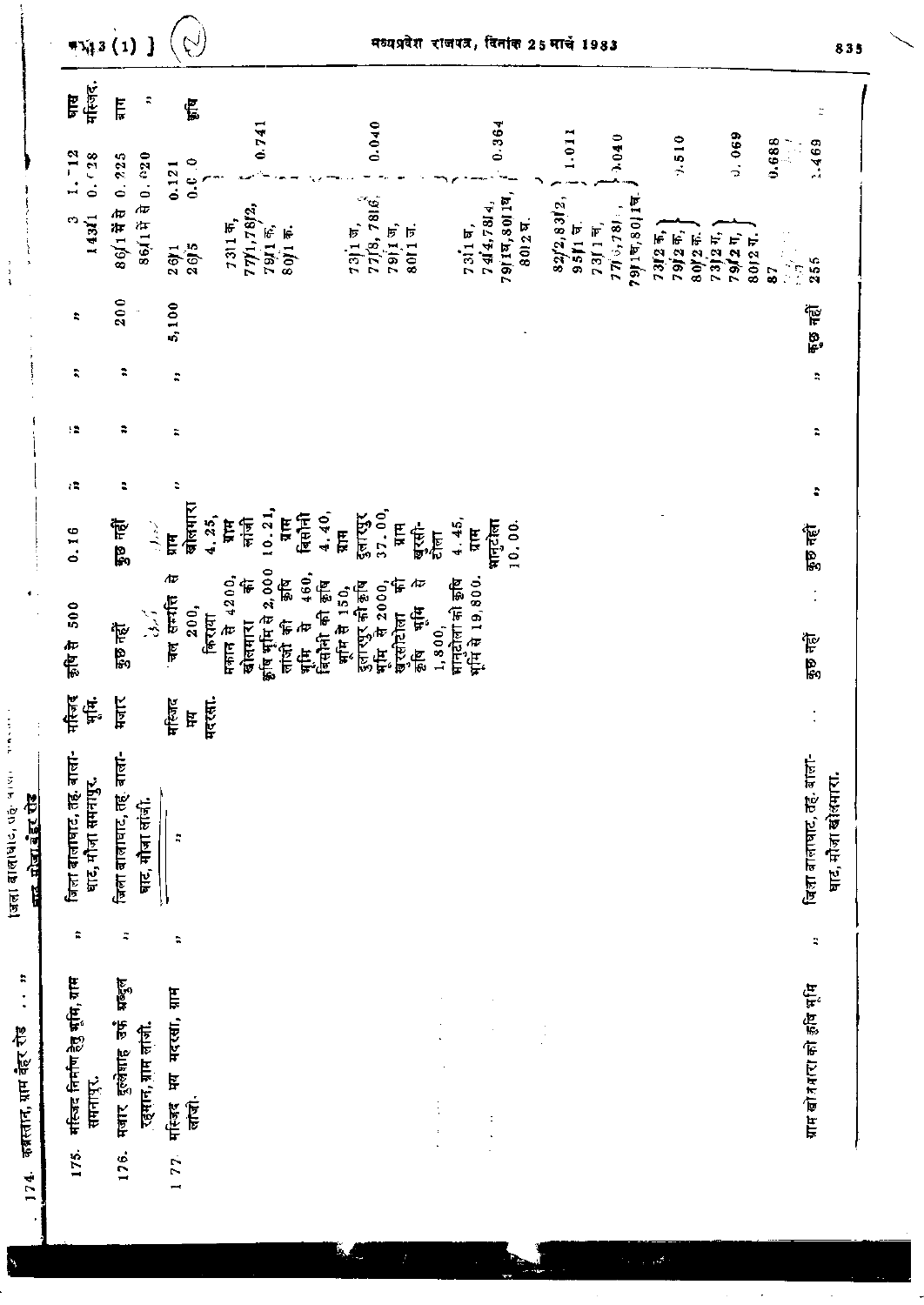| | | | | | | | | | | | | |
|---|---|---|---|---|---|---|---|---|---|---|---|---|
| 174. | कब्रस्तान, ग्राम बैहर रोड .. " | | जिला बालाघाट, तह. बाला- घाट मौजा बैहर रोड | | | | | | | | | |
| 175. | मस्जिद निर्माण हेतु भूमि, ग्राम समनापुर. | " | जिला बालाघाट, तह. बाला- घाट, मौजा समनापुर. | मस्जिद भूमि. | कृषि से 500 | 0.16 | " | " | " | " | 3 1431/1 | 1.712 0.028 | ग्राम मस्जिद. |
| 176. | मजार दुल्लेशाह उर्फ अब्दुल रहमान, ग्राम लांजी. | " | जिला बालाघाट, तह. बाला- घाट, मौजा लांजी. | मजार | कुछ नहीं | कुछ नहीं | " | " | " | 200 | 86/1 में से 86/1 में से | 0.225 0.020 | ग्राम " |
| 177. | मस्जिद मय मदरसा, ग्राम लांजी. | " | " | मस्जिद मय मदरसा. | चल सम्पत्ति से 200, किराया मकान से 4200, खोलमारा की कृषि भूमि से 2,000 लांजी की कृषि भूमि से 460, बिसोनी की कृषि भूमि से 150, डुलारपुर की कृषि भूमि से 2000, खुरसीटोला की कृषि भूमि से 1,800, भानटोला की कृषि भूमि से 19,800. | ग्राम खोलमारा 4.25, ग्राम लांजी 10.21, ग्राम बिसोनी 4.40, ग्राम डुलारपुर 37.00, ग्राम खुरसी- टोला 4.45, ग्राम भानुटोला 10.00. | " | " | " | 5,100 | 26/1 26/5 73/1 क, 77/1,78/2, 79/1 क, 80/1 क. 73/1 ज, 77/8, 78/6, 79/1 ज, 80/1 ज. 73/1 ख, 74/4,78/4, 79/1 ख,80/1 ख, 80/2 ध. 82/2,83/2, 95/1 च. 73/1 च, 77/6,78/, 79/1 च,80/1 च. 73/2 क, 79/2 क, 80/2 क. 73/2 ग, 79/2 ग, 80/2 ग. 87 | 0.121 0.0 0 0.741 0.040 0.364 1.011 1.040 1.510 0.069 0.688 | कृषि |
| | ग्राम खोलमारा की कृषि भूमि | .. | जिला बालाघाट, तह. बाला- घाट, मौजा खोलमारा. | .. | कुछ नहीं | कुछ नहीं | " | " | " | कुछ नहीं | 255 | 1.469 | " |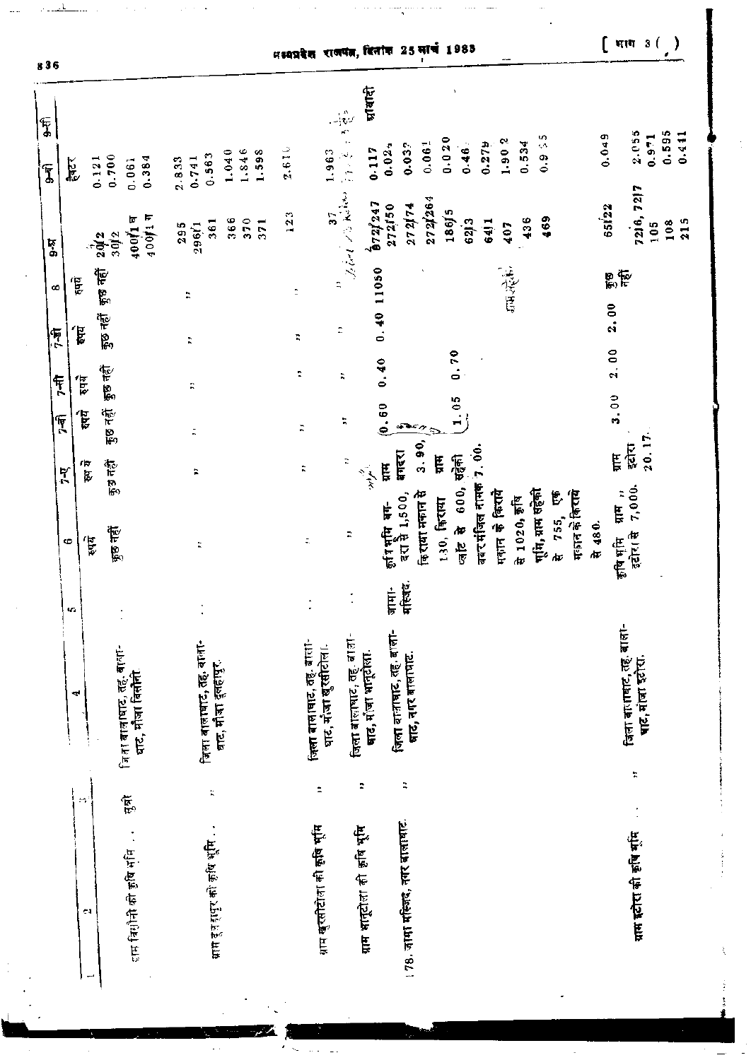| 1 | 2 | 3 | 4 | 5 | 6 | 7-ए | 7-बी | 7-सी | 7-डी | 8 | 9-ए | 9-बी | 9-सी |
|---|---|---|---|---|---|---|---|---|---|---|---|---|---|
| | | | | | रुपये | रुपये | रुपये | रुपये | रुपये | रुपये | | हेक्टर | |
| | ग्राम बिसौनी की कृषि भूमि | सुन्नी | जिला बालाघाट, तह. बालाघाट, मौजा बिसौनी. | .. | कुछ नहीं | कुछ नहीं | कुछ नहीं | कुछ नहीं | कुछ नहीं | कुछ नहीं | 20/2 | 0.121 | |
| | | | | | | | | | | | 30/2 | 0.700 | |
| | | | | | | | | | | | 400/1 च | 0.061 | |
| | | | | | | | | | | | 400/1 ग | 0.384 | |
| | ग्राम हुलहुपुर की कृषि भूमि | " | जिला बालाघाट, तह. बालाघाट, मौजा हुलहुपुर. | .. | " | " | " | " | " | " | 295 | 2.833 | |
| | | | | | | | | | | | 296/1 | 0.741 | |
| | | | | | | | | | | | 361 | 0.563 | |
| | | | | | | | | | | | 366 | 1.040 | |
| | | | | | | | | | | | 370 | 1.846 | |
| | | | | | | | | | | | 371 | 1.598 | |
| | ग्राम खुरसीटोला की कृषि भूमि | " | जिला बालाघाट, तह. बालाघाट, मौजा खुरसीटोला. | .. | " | " | " | " | " | " | 123 | 2.610 | |
| | ग्राम भानूटोला की कृषि भूमि | " | जिला बालाघाट, तह. बालाघाट, मौजा भानूटोला. | .. | " | " | " | " | " | " | 37 | 1.963 | |
| 178. | जामा मस्जिद, नगर बालाघाट. | " | जिला बालाघाट, तह. बालाघाट, नगर बालाघाट. | जामा-मस्जिद. | कृषि भूमि बा-बदरा से 1,500, किराया मकान से 1.30, किराया प्लाट से 600, ऊपर मंजिल नामक मकान के किराये से 1020, कृषि भूमि, ग्राम सहेकी से 755, एक मकान के किराये से 480. | ग्राम बगदरा 3.90, ग्राम सहेकी 7.00. | 0.60 / 1.05 | 0.40 / 0.70 | 0.40 | 11050 | 872/247 | 0.117 | प्राबादी |
| | | | | | | | | | | | 272/50 | 0.02 | |
| | | | | | | | | | | | 272/74 | 0.032 | |
| | | | | | | | | | | | 272/264 | 0.061 | |
| | | | | | | | | | | | 186/5 | 0.020 | |
| | | | | | | | | | | | 62/3 | 0.46 | |
| | | | | | | | | | | | 64/1 | 0.279 | |
| | | | | | | | | | | | 407 | 1.902 | |
| | | | | | | | | | | | 436 | 0.534 | |
| | | | | | | | | | | | 469 | 0.955 | |
| | ग्राम इटोरा की कृषि भूमि | " | जिला बालाघाट, तह. बालाघाट, मौजा इटोरा. | | कृषि भूमि ग्राम इटोरा से 7,000. | ग्राम इटोरा 20.17. | 3.00 | 2.00 | 2.00 | कुछ नहीं | 65/22 | 0.049 | |
| | | | | | | | | | | | 72/6, 72/7 | 2.055 | |
| | | | | | | | | | | | 105 | 0.971 | |
| | | | | | | | | | | | 108 | 0.595 | |
| | | | | | | | | | | | 215 | 0.411 | |